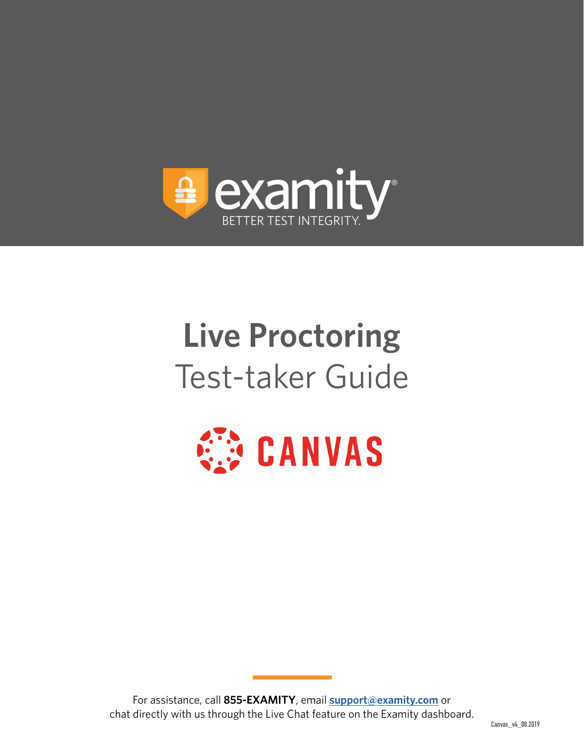examity®

BETTER TEST INTEGRITY.

# Live Proctoring

## Test-taker Guide

CANVAS

For assistance, call **855-EXAMITY**, email **support@examity.com** or chat directly with us through the Live Chat feature on the Examity dashboard.

Canvas_v4_08.2019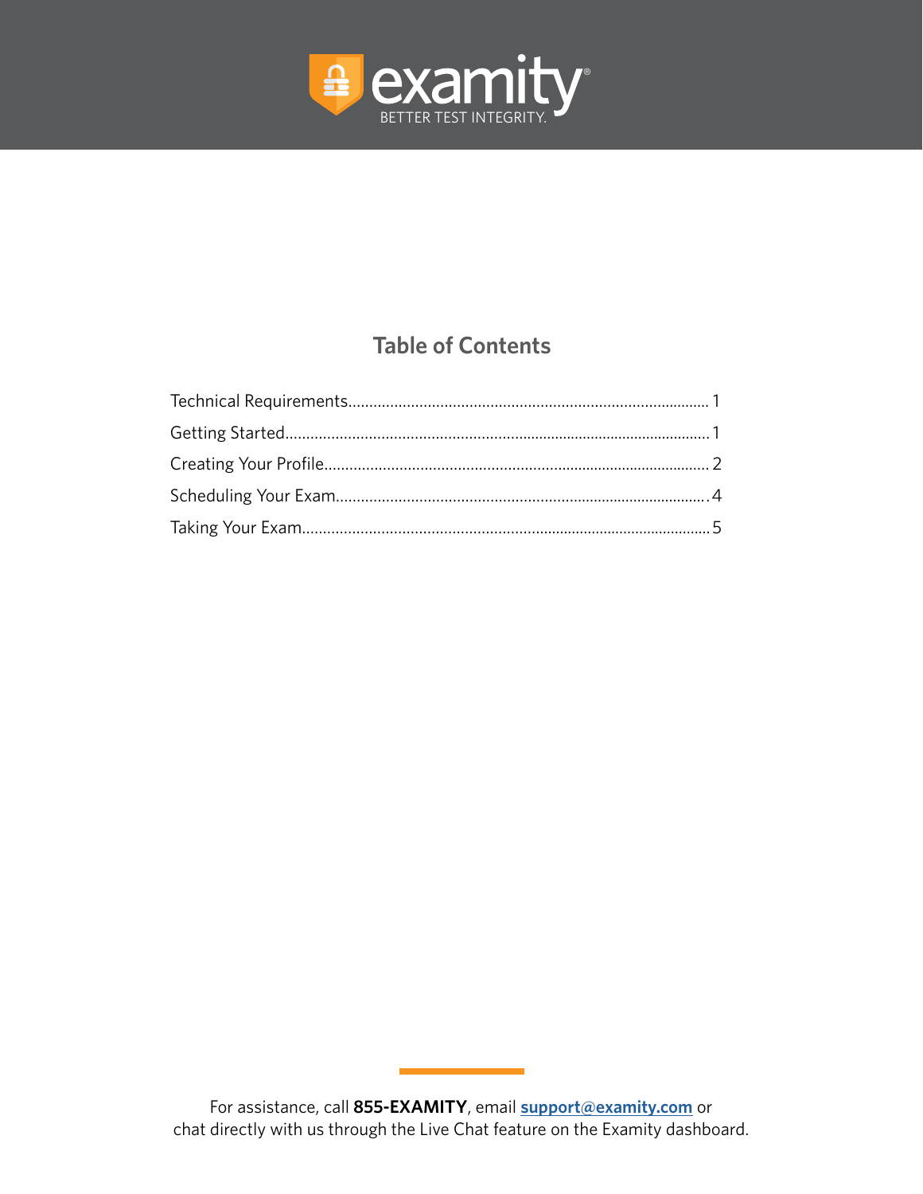examity®

BETTER TEST INTEGRITY.

## Table of Contents

| | |
|---|---|
| Technical Requirements | 1 |
| Getting Started | 1 |
| Creating Your Profile | 2 |
| Scheduling Your Exam | 4 |
| Taking Your Exam | 5 |

For assistance, call **855-EXAMITY**, email **support@examity.com** or chat directly with us through the Live Chat feature on the Examity dashboard.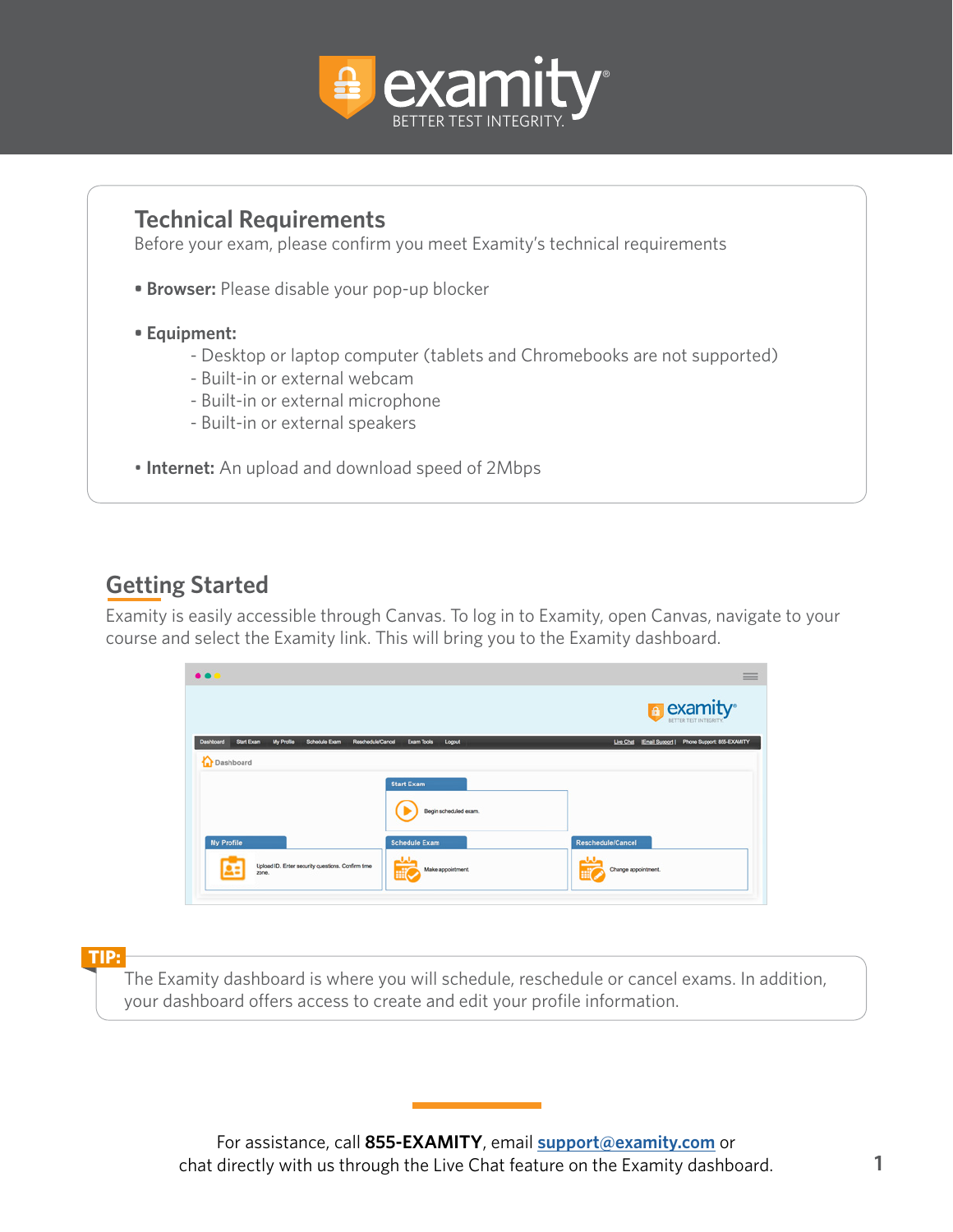# examity

BETTER TEST INTEGRITY.

## Technical Requirements

Before your exam, please confirm you meet Examity's technical requirements

- **Browser:** Please disable your pop-up blocker
- **Equipment:**
  - Desktop or laptop computer (tablets and Chromebooks are not supported)
  - Built-in or external webcam
  - Built-in or external microphone
  - Built-in or external speakers
- **Internet:** An upload and download speed of 2Mbps

## Getting Started

Examity is easily accessible through Canvas. To log in to Examity, open Canvas, navigate to your course and select the Examity link. This will bring you to the Examity dashboard.

**TIP:** The Examity dashboard is where you will schedule, reschedule or cancel exams. In addition, your dashboard offers access to create and edit your profile information.

For assistance, call **855-EXAMITY**, email **support@examity.com** or chat directly with us through the Live Chat feature on the Examity dashboard.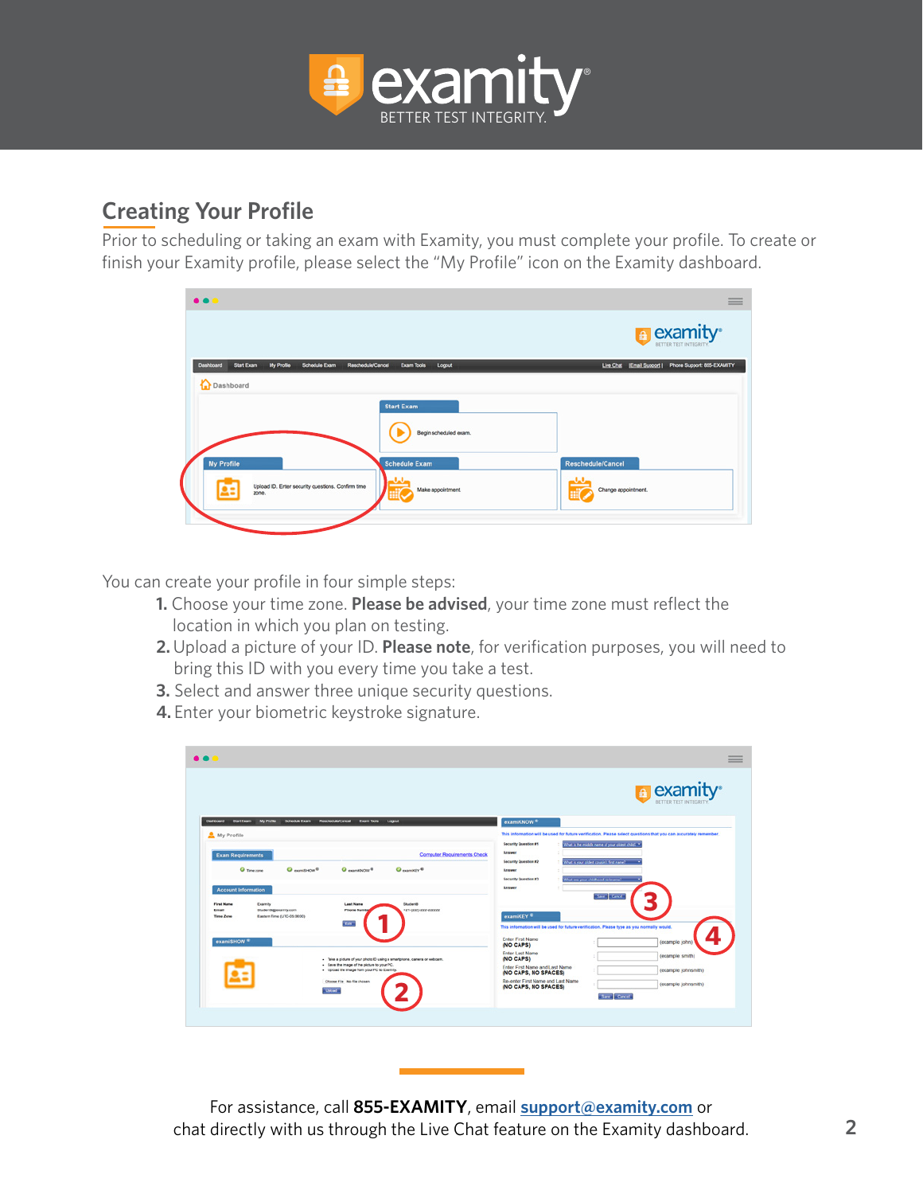## Creating Your Profile

Prior to scheduling or taking an exam with Examity, you must complete your profile. To create or finish your Examity profile, please select the "My Profile" icon on the Examity dashboard.

You can create your profile in four simple steps:

1. Choose your time zone. **Please be advised**, your time zone must reflect the location in which you plan on testing.
2. Upload a picture of your ID. **Please note**, for verification purposes, you will need to bring this ID with you every time you take a test.
3. Select and answer three unique security questions.
4. Enter your biometric keystroke signature.

For assistance, call **855-EXAMITY**, email **support@examity.com** or chat directly with us through the Live Chat feature on the Examity dashboard.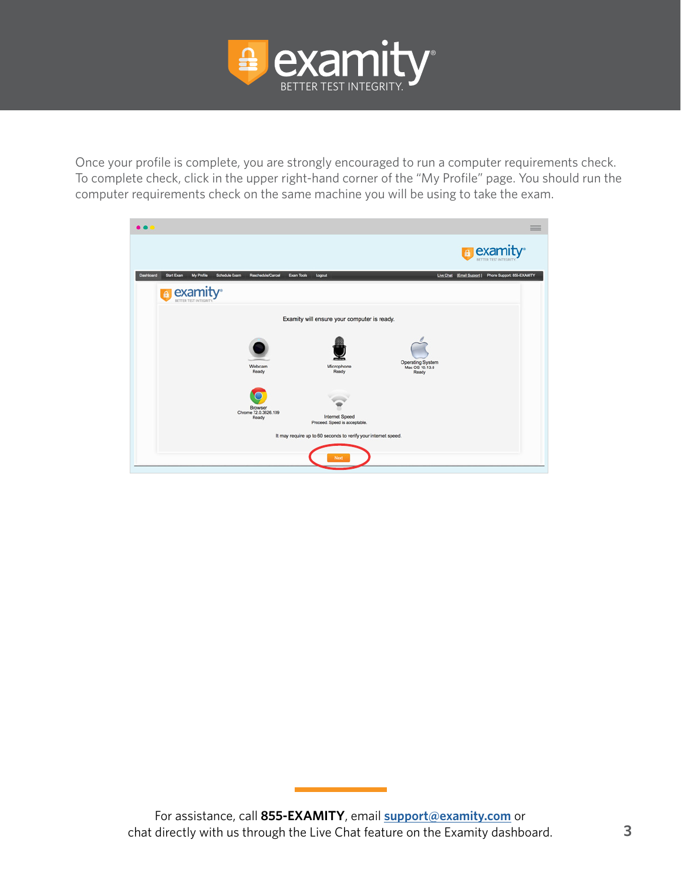Once your profile is complete, you are strongly encouraged to run a computer requirements check. To complete check, click in the upper right-hand corner of the "My Profile" page. You should run the computer requirements check on the same machine you will be using to take the exam.

For assistance, call **855-EXAMITY**, email [support@examity.com](mailto:support@examity.com) or chat directly with us through the Live Chat feature on the Examity dashboard.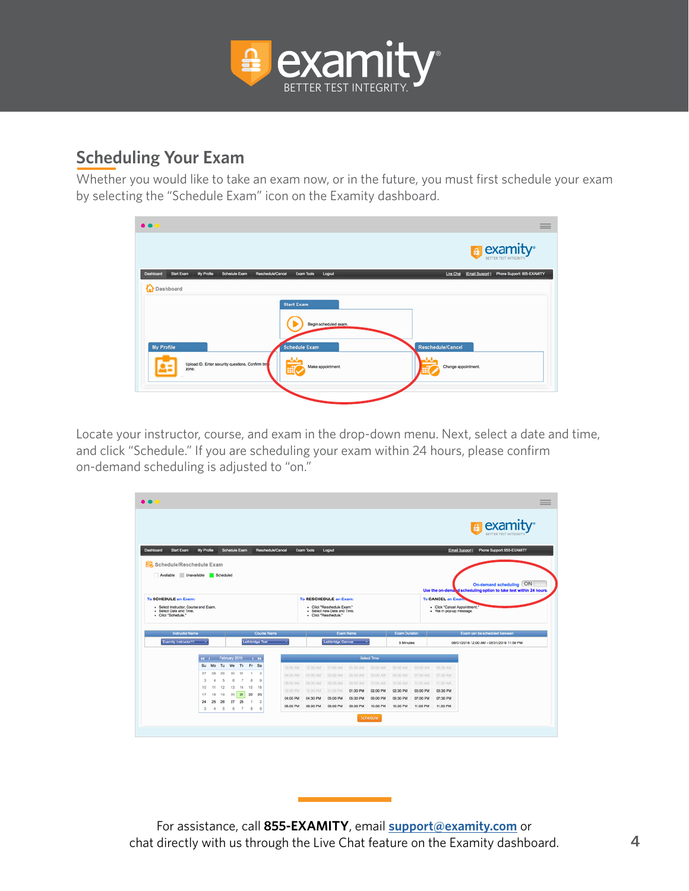## Scheduling Your Exam

Whether you would like to take an exam now, or in the future, you must first schedule your exam by selecting the "Schedule Exam" icon on the Examity dashboard.

Locate your instructor, course, and exam in the drop-down menu. Next, select a date and time, and click "Schedule." If you are scheduling your exam within 24 hours, please confirm on-demand scheduling is adjusted to "on."

For assistance, call **855-EXAMITY**, email **support@examity.com** or chat directly with us through the Live Chat feature on the Examity dashboard.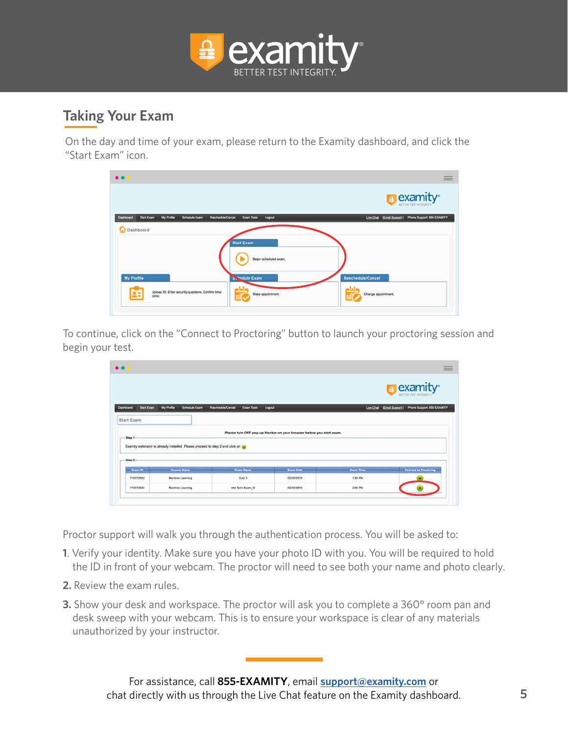## Taking Your Exam

On the day and time of your exam, please return to the Examity dashboard, and click the "Start Exam" icon.

To continue, click on the "Connect to Proctoring" button to launch your proctoring session and begin your test.

Proctor support will walk you through the authentication process. You will be asked to:

1. Verify your identity. Make sure you have your photo ID with you. You will be required to hold the ID in front of your webcam. The proctor will need to see both your name and photo clearly.
2. Review the exam rules.
3. Show your desk and workspace. The proctor will ask you to complete a 360° room pan and desk sweep with your webcam. This is to ensure your workspace is clear of any materials unauthorized by your instructor.

For assistance, call **855-EXAMITY**, email **support@examity.com** or chat directly with us through the Live Chat feature on the Examity dashboard.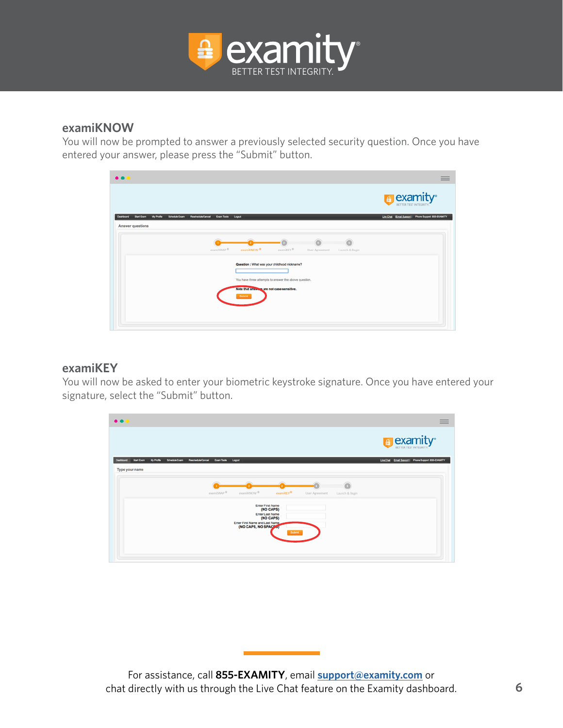## examiKNOW

You will now be prompted to answer a previously selected security question. Once you have entered your answer, please press the “Submit” button.

## examiKEY

You will now be asked to enter your biometric keystroke signature. Once you have entered your signature, select the “Submit” button.

For assistance, call **855-EXAMITY**, email **support@examity.com** or chat directly with us through the Live Chat feature on the Examity dashboard.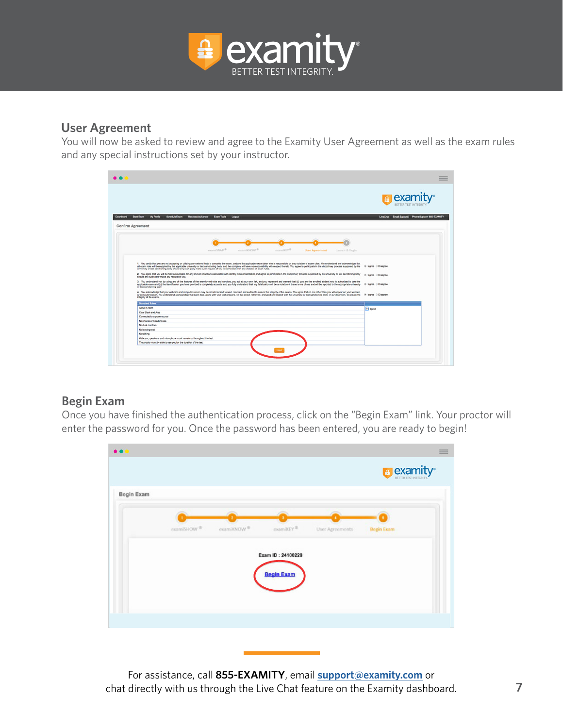## User Agreement

You will now be asked to review and agree to the Examity User Agreement as well as the exam rules and any special instructions set by your instructor.

## Begin Exam

Once you have finished the authentication process, click on the "Begin Exam" link. Your proctor will enter the password for you. Once the password has been entered, you are ready to begin!

For assistance, call **855-EXAMITY**, email **support@examity.com** or chat directly with us through the Live Chat feature on the Examity dashboard.